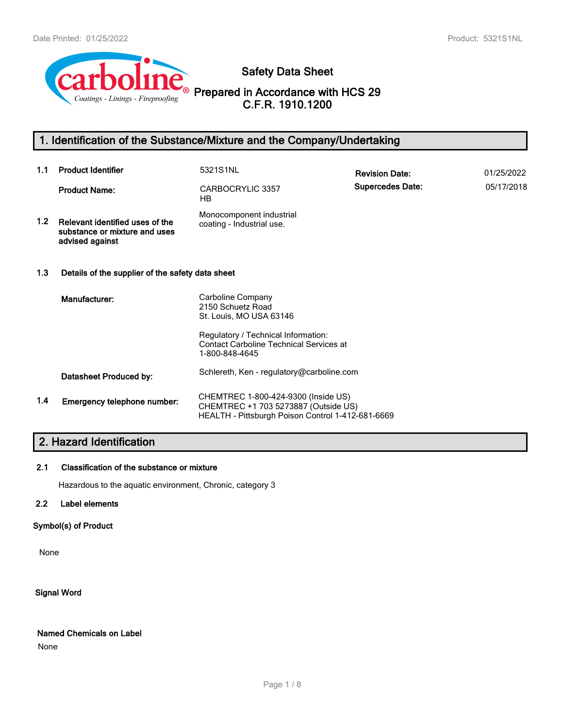# Safety Data Sheet

## Prepared in Accordance with HCS 29 C.F.R. 1910.1200

## 1. Identification of the Substance/Mixture and the Company/Undertaking

**1.1 Product Identifier** 5321S1NL

**Product Name:** CARBOCRYLIC 3357 HB

**Revision Date:** 01/25/2022

**Supercedes Date:** 05/17/2018

**1.2 Relevant identified uses of the substance or mixture and uses advised against**

Monocomponent industrial coating - Industrial use.

**1.3 Details of the supplier of the safety data sheet**

**Manufacturer:**

Carboline Company
2150 Schuetz Road
St. Louis, MO USA 63146

Regulatory / Technical Information:
Contact Carboline Technical Services at 1-800-848-4645

**Datasheet Produced by:** Schlereth, Ken - regulatory@carboline.com

**1.4 Emergency telephone number:**

CHEMTREC 1-800-424-9300 (Inside US)
CHEMTREC +1 703 5273887 (Outside US)
HEALTH - Pittsburgh Poison Control 1-412-681-6669

## 2. Hazard Identification

**2.1 Classification of the substance or mixture**

Hazardous to the aquatic environment, Chronic, category 3

**2.2 Label elements**

**Symbol(s) of Product**

None

**Signal Word**

**Named Chemicals on Label**

None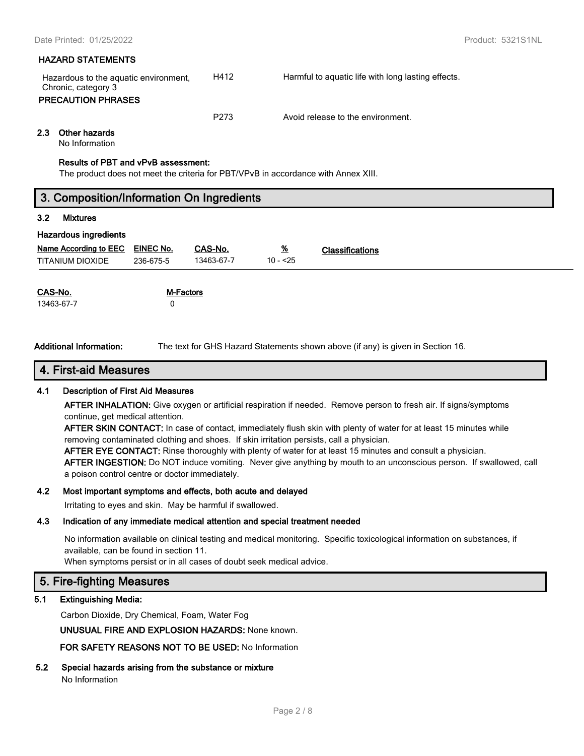#### HAZARD STATEMENTS

| | | |
|---|---|---|
| Hazardous to the aquatic environment, Chronic, category 3 | H412 | Harmful to aquatic life with long lasting effects. |

#### PRECAUTION PHRASES

| | |
|---|---|
| P273 | Avoid release to the environment. |

### 2.3 Other hazards

No Information

**Results of PBT and vPvB assessment:**

The product does not meet the criteria for PBT/VPvB in accordance with Annex XIII.

## 3. Composition/Information On Ingredients

### 3.2 Mixtures

**Hazardous ingredients**

| Name According to EEC | EINEC No. | CAS-No. | % | Classifications |
|---|---|---|---|---|
| TITANIUM DIOXIDE | 236-675-5 | 13463-67-7 | 10 - <25 | |

| CAS-No. | M-Factors |
|---|---|
| 13463-67-7 | 0 |

**Additional Information:** The text for GHS Hazard Statements shown above (if any) is given in Section 16.

## 4. First-aid Measures

### 4.1 Description of First Aid Measures

**AFTER INHALATION:** Give oxygen or artificial respiration if needed. Remove person to fresh air. If signs/symptoms continue, get medical attention.

**AFTER SKIN CONTACT:** In case of contact, immediately flush skin with plenty of water for at least 15 minutes while removing contaminated clothing and shoes. If skin irritation persists, call a physician.

**AFTER EYE CONTACT:** Rinse thoroughly with plenty of water for at least 15 minutes and consult a physician.

**AFTER INGESTION:** Do NOT induce vomiting. Never give anything by mouth to an unconscious person. If swallowed, call a poison control centre or doctor immediately.

### 4.2 Most important symptoms and effects, both acute and delayed

Irritating to eyes and skin. May be harmful if swallowed.

### 4.3 Indication of any immediate medical attention and special treatment needed

No information available on clinical testing and medical monitoring. Specific toxicological information on substances, if available, can be found in section 11.

When symptoms persist or in all cases of doubt seek medical advice.

## 5. Fire-fighting Measures

### 5.1 Extinguishing Media:

Carbon Dioxide, Dry Chemical, Foam, Water Fog

**UNUSUAL FIRE AND EXPLOSION HAZARDS:** None known.

**FOR SAFETY REASONS NOT TO BE USED:** No Information

### 5.2 Special hazards arising from the substance or mixture

No Information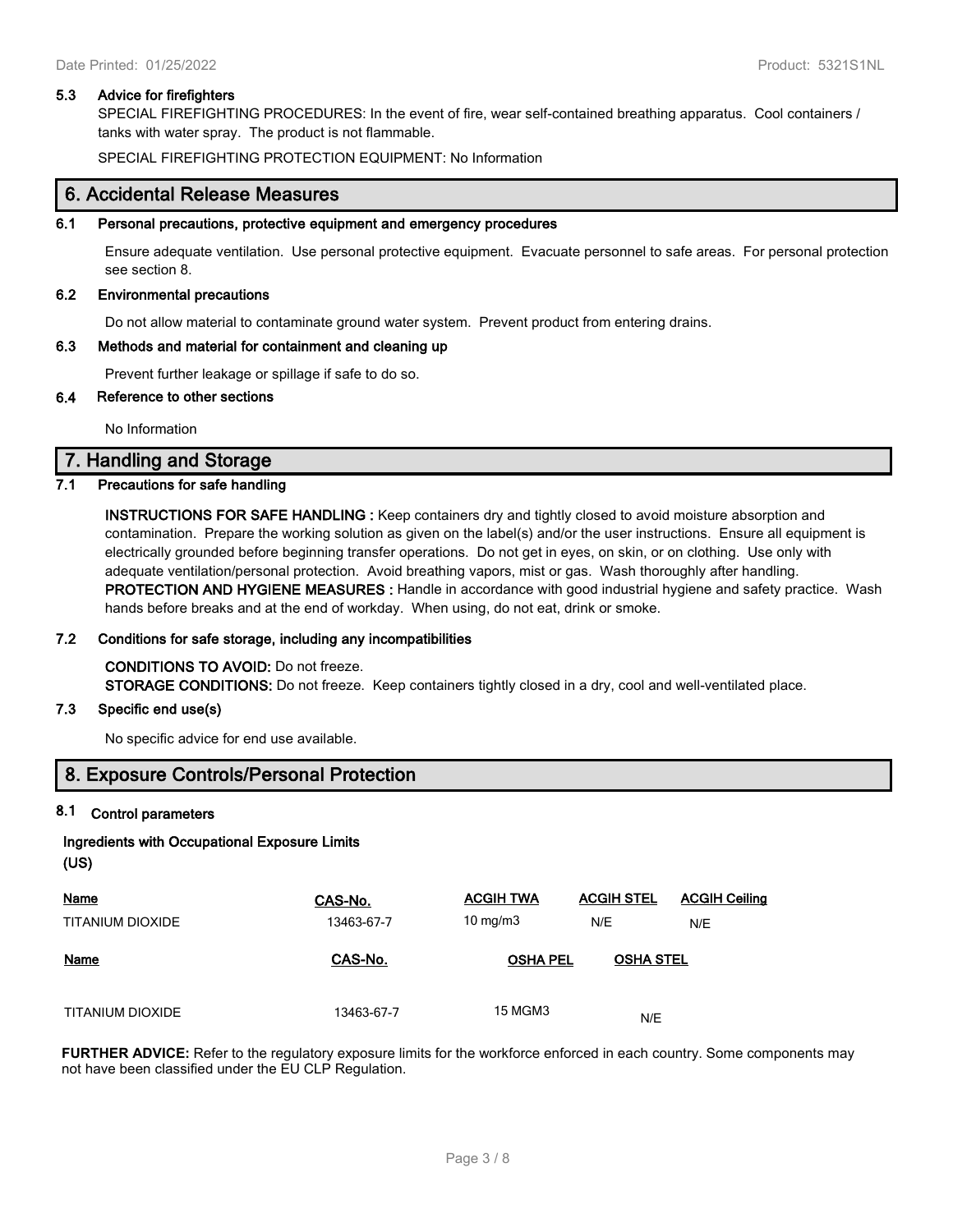### 5.3 Advice for firefighters

SPECIAL FIREFIGHTING PROCEDURES: In the event of fire, wear self-contained breathing apparatus. Cool containers / tanks with water spray. The product is not flammable.

SPECIAL FIREFIGHTING PROTECTION EQUIPMENT: No Information

## 6. Accidental Release Measures

### 6.1 Personal precautions, protective equipment and emergency procedures

Ensure adequate ventilation. Use personal protective equipment. Evacuate personnel to safe areas. For personal protection see section 8.

### 6.2 Environmental precautions

Do not allow material to contaminate ground water system. Prevent product from entering drains.

### 6.3 Methods and material for containment and cleaning up

Prevent further leakage or spillage if safe to do so.

### 6.4 Reference to other sections

No Information

## 7. Handling and Storage

### 7.1 Precautions for safe handling

**INSTRUCTIONS FOR SAFE HANDLING :** Keep containers dry and tightly closed to avoid moisture absorption and contamination. Prepare the working solution as given on the label(s) and/or the user instructions. Ensure all equipment is electrically grounded before beginning transfer operations. Do not get in eyes, on skin, or on clothing. Use only with adequate ventilation/personal protection. Avoid breathing vapors, mist or gas. Wash thoroughly after handling.
**PROTECTION AND HYGIENE MEASURES :** Handle in accordance with good industrial hygiene and safety practice. Wash hands before breaks and at the end of workday. When using, do not eat, drink or smoke.

### 7.2 Conditions for safe storage, including any incompatibilities

**CONDITIONS TO AVOID:** Do not freeze.
**STORAGE CONDITIONS:** Do not freeze. Keep containers tightly closed in a dry, cool and well-ventilated place.

### 7.3 Specific end use(s)

No specific advice for end use available.

## 8. Exposure Controls/Personal Protection

### 8.1 Control parameters

**Ingredients with Occupational Exposure Limits (US)**

| Name | CAS-No. | ACGIH TWA | ACGIH STEL | ACGIH Ceiling |
|---|---|---|---|---|
| TITANIUM DIOXIDE | 13463-67-7 | 10 mg/m3 | N/E | N/E |

| Name | CAS-No. | OSHA PEL | OSHA STEL |
|---|---|---|---|
| TITANIUM DIOXIDE | 13463-67-7 | 15 MGM3 | N/E |

**FURTHER ADVICE:** Refer to the regulatory exposure limits for the workforce enforced in each country. Some components may not have been classified under the EU CLP Regulation.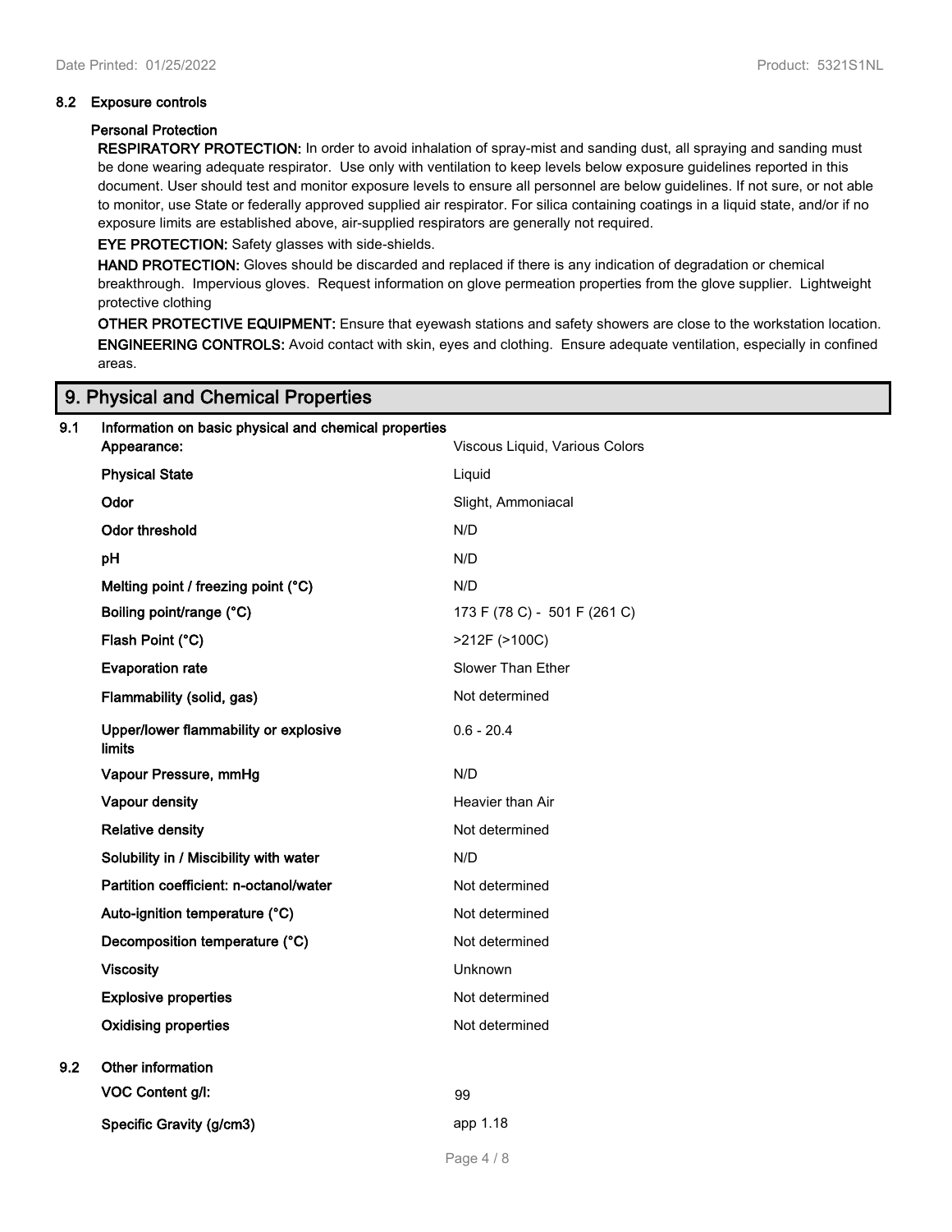#### 8.2 Exposure controls

**Personal Protection**

**RESPIRATORY PROTECTION:** In order to avoid inhalation of spray-mist and sanding dust, all spraying and sanding must be done wearing adequate respirator. Use only with ventilation to keep levels below exposure guidelines reported in this document. User should test and monitor exposure levels to ensure all personnel are below guidelines. If not sure, or not able to monitor, use State or federally approved supplied air respirator. For silica containing coatings in a liquid state, and/or if no exposure limits are established above, air-supplied respirators are generally not required.

**EYE PROTECTION:** Safety glasses with side-shields.

**HAND PROTECTION:** Gloves should be discarded and replaced if there is any indication of degradation or chemical breakthrough. Impervious gloves. Request information on glove permeation properties from the glove supplier. Lightweight protective clothing

**OTHER PROTECTIVE EQUIPMENT:** Ensure that eyewash stations and safety showers are close to the workstation location.

**ENGINEERING CONTROLS:** Avoid contact with skin, eyes and clothing. Ensure adequate ventilation, especially in confined areas.

## 9. Physical and Chemical Properties

#### 9.1 Information on basic physical and chemical properties

| Property | Value |
|---|---|
| **Appearance:** | Viscous Liquid, Various Colors |
| **Physical State** | Liquid |
| **Odor** | Slight, Ammoniacal |
| **Odor threshold** | N/D |
| **pH** | N/D |
| **Melting point / freezing point (°C)** | N/D |
| **Boiling point/range (°C)** | 173 F (78 C) - 501 F (261 C) |
| **Flash Point (°C)** | >212F (>100C) |
| **Evaporation rate** | Slower Than Ether |
| **Flammability (solid, gas)** | Not determined |
| **Upper/lower flammability or explosive limits** | 0.6 - 20.4 |
| **Vapour Pressure, mmHg** | N/D |
| **Vapour density** | Heavier than Air |
| **Relative density** | Not determined |
| **Solubility in / Miscibility with water** | N/D |
| **Partition coefficient: n-octanol/water** | Not determined |
| **Auto-ignition temperature (°C)** | Not determined |
| **Decomposition temperature (°C)** | Not determined |
| **Viscosity** | Unknown |
| **Explosive properties** | Not determined |
| **Oxidising properties** | Not determined |

#### 9.2 Other information

| Property | Value |
|---|---|
| **VOC Content g/l:** | 99 |
| **Specific Gravity (g/cm3)** | app 1.18 |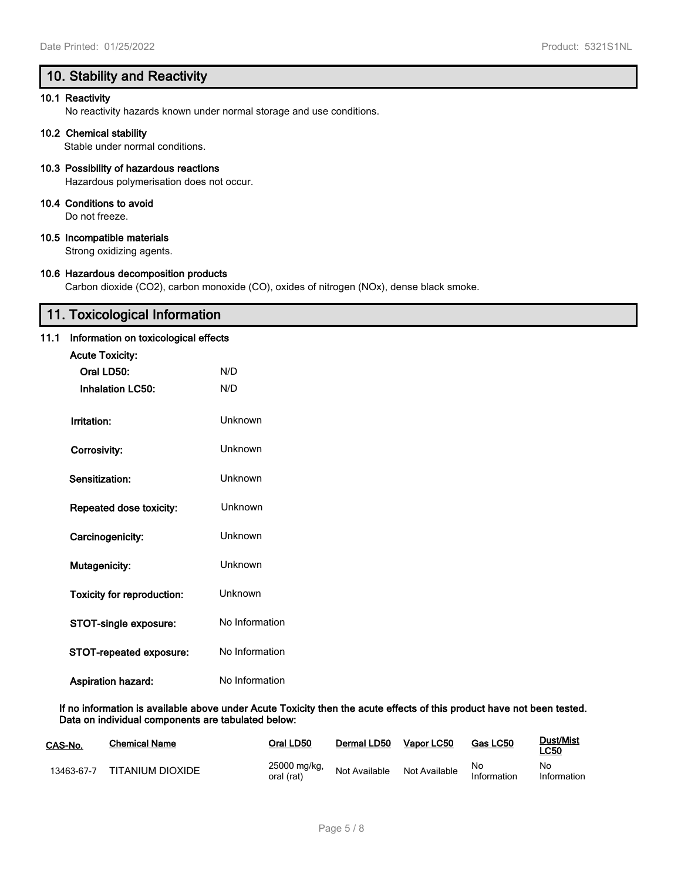## 10. Stability and Reactivity

**10.1 Reactivity**

No reactivity hazards known under normal storage and use conditions.

**10.2 Chemical stability**

Stable under normal conditions.

**10.3 Possibility of hazardous reactions**

Hazardous polymerisation does not occur.

**10.4 Conditions to avoid**

Do not freeze.

**10.5 Incompatible materials**

Strong oxidizing agents.

**10.6 Hazardous decomposition products**

Carbon dioxide ($CO_2$), carbon monoxide (CO), oxides of nitrogen ($NO_x$), dense black smoke.

## 11. Toxicological Information

**11.1 Information on toxicological effects**

**Acute Toxicity:**

**Oral LD50:** N/D

**Inhalation LC50:** N/D

**Irritation:** Unknown

**Corrosivity:** Unknown

**Sensitization:** Unknown

**Repeated dose toxicity:** Unknown

**Carcinogenicity:** Unknown

**Mutagenicity:** Unknown

**Toxicity for reproduction:** Unknown

**STOT-single exposure:** No Information

**STOT-repeated exposure:** No Information

**Aspiration hazard:** No Information

**If no information is available above under Acute Toxicity then the acute effects of this product have not been tested. Data on individual components are tabulated below:**

| CAS-No. | Chemical Name | Oral LD50 | Dermal LD50 | Vapor LC50 | Gas LC50 | Dust/Mist LC50 |
|---|---|---|---|---|---|---|
| 13463-67-7 | TITANIUM DIOXIDE | 25000 mg/kg, oral (rat) | Not Available | Not Available | No Information | No Information |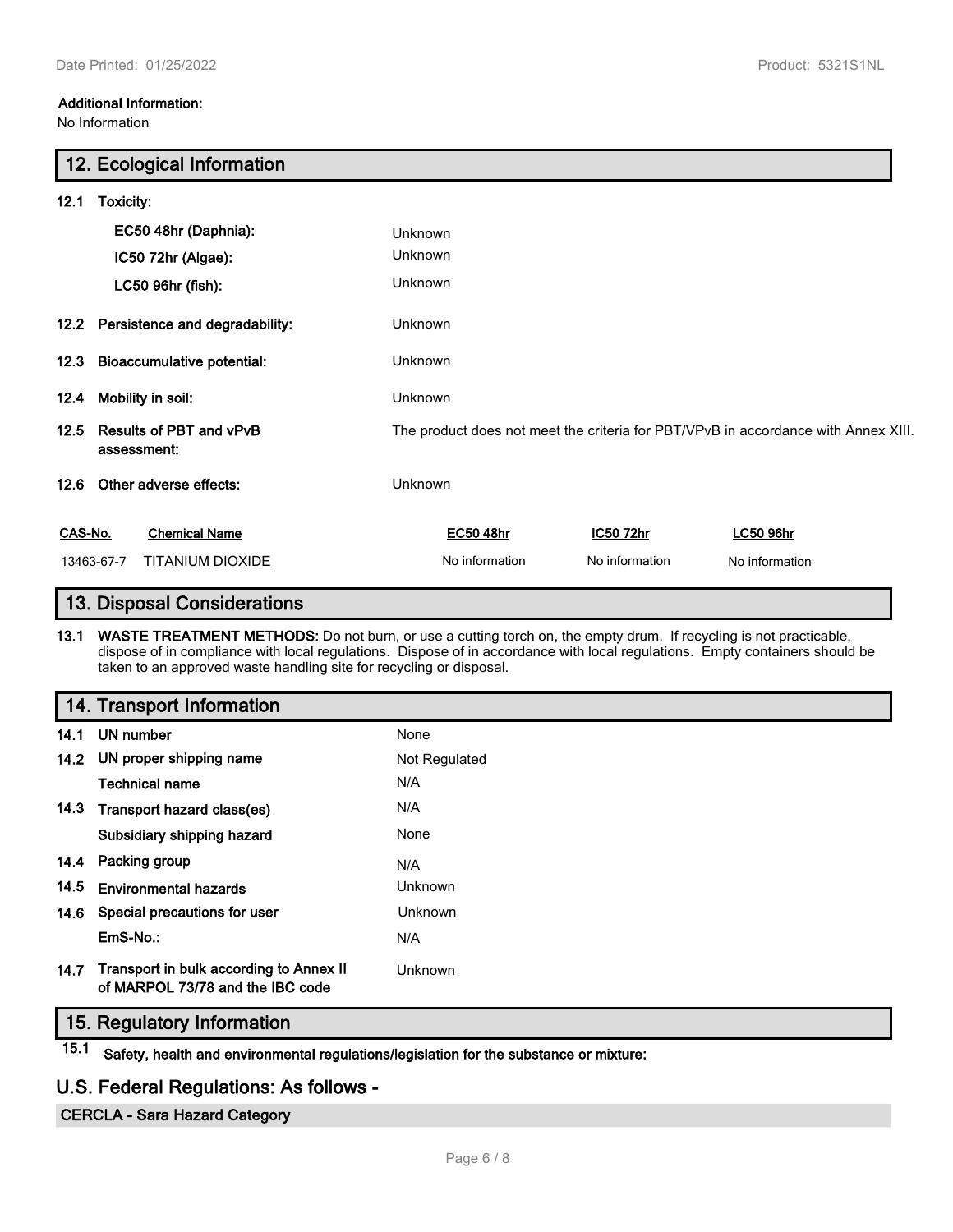**Additional Information:**
No Information

## 12. Ecological Information

**12.1 Toxicity:**

| | |
|---|---|
| **EC50 48hr (Daphnia):** | Unknown |
| **IC50 72hr (Algae):** | Unknown |
| **LC50 96hr (fish):** | Unknown |

**12.2 Persistence and degradability:** Unknown

**12.3 Bioaccumulative potential:** Unknown

**12.4 Mobility in soil:** Unknown

**12.5 Results of PBT and vPvB assessment:** The product does not meet the criteria for PBT/VPvB in accordance with Annex XIII.

**12.6 Other adverse effects:** Unknown

| CAS-No. | Chemical Name | EC50 48hr | IC50 72hr | LC50 96hr |
|---|---|---|---|---|
| 13463-67-7 | TITANIUM DIOXIDE | No information | No information | No information |

## 13. Disposal Considerations

**13.1 WASTE TREATMENT METHODS:** Do not burn, or use a cutting torch on, the empty drum. If recycling is not practicable, dispose of in compliance with local regulations. Dispose of in accordance with local regulations. Empty containers should be taken to an approved waste handling site for recycling or disposal.

## 14. Transport Information

| | |
|---|---|
| **14.1 UN number** | None |
| **14.2 UN proper shipping name** | Not Regulated |
| **Technical name** | N/A |
| **14.3 Transport hazard class(es)** | N/A |
| **Subsidiary shipping hazard** | None |
| **14.4 Packing group** | N/A |
| **14.5 Environmental hazards** | Unknown |
| **14.6 Special precautions for user** | Unknown |
| **EmS-No.:** | N/A |
| **14.7 Transport in bulk according to Annex II of MARPOL 73/78 and the IBC code** | Unknown |

## 15. Regulatory Information

**15.1 Safety, health and environmental regulations/legislation for the substance or mixture:**

## U.S. Federal Regulations: As follows -

**CERCLA - Sara Hazard Category**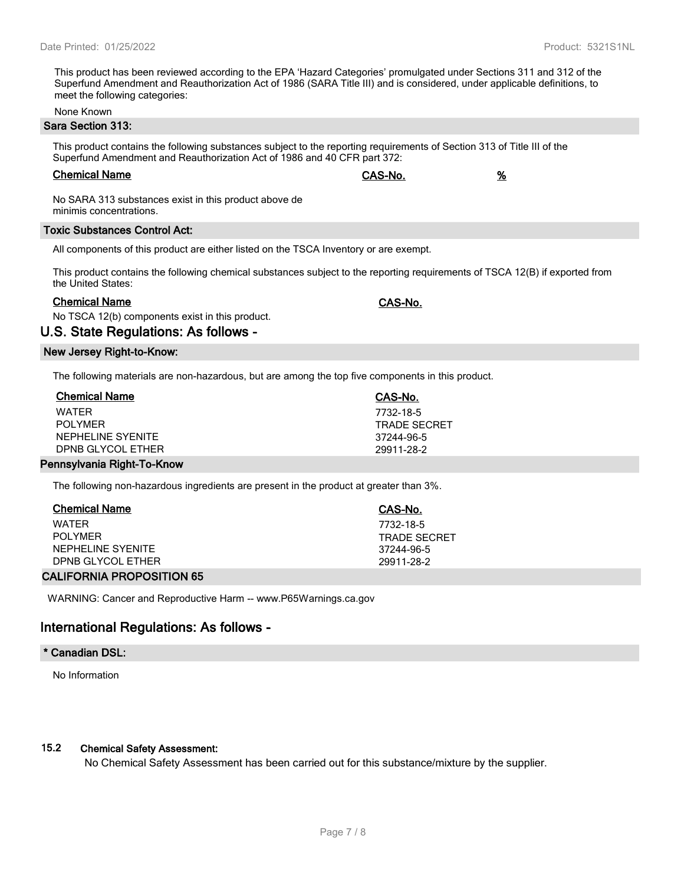This product has been reviewed according to the EPA 'Hazard Categories' promulgated under Sections 311 and 312 of the Superfund Amendment and Reauthorization Act of 1986 (SARA Title III) and is considered, under applicable definitions, to meet the following categories:

None Known

### Sara Section 313:

This product contains the following substances subject to the reporting requirements of Section 313 of Title III of the Superfund Amendment and Reauthorization Act of 1986 and 40 CFR part 372:

| Chemical Name | CAS-No. | % |
|---|---|---|
| No SARA 313 substances exist in this product above de minimis concentrations. | | |

### Toxic Substances Control Act:

All components of this product are either listed on the TSCA Inventory or are exempt.

This product contains the following chemical substances subject to the reporting requirements of TSCA 12(B) if exported from the United States:

| Chemical Name | CAS-No. |
|---|---|
| No TSCA 12(b) components exist in this product. | |

## U.S. State Regulations: As follows -

### New Jersey Right-to-Know:

The following materials are non-hazardous, but are among the top five components in this product.

| Chemical Name | CAS-No. |
|---|---|
| WATER | 7732-18-5 |
| POLYMER | TRADE SECRET |
| NEPHELINE SYENITE | 37244-96-5 |
| DPNB GLYCOL ETHER | 29911-28-2 |

### Pennsylvania Right-To-Know

The following non-hazardous ingredients are present in the product at greater than 3%.

| Chemical Name | CAS-No. |
|---|---|
| WATER | 7732-18-5 |
| POLYMER | TRADE SECRET |
| NEPHELINE SYENITE | 37244-96-5 |
| DPNB GLYCOL ETHER | 29911-28-2 |

### CALIFORNIA PROPOSITION 65

WARNING: Cancer and Reproductive Harm -- www.P65Warnings.ca.gov

## International Regulations: As follows -

### * Canadian DSL:

No Information

### 15.2 Chemical Safety Assessment:

No Chemical Safety Assessment has been carried out for this substance/mixture by the supplier.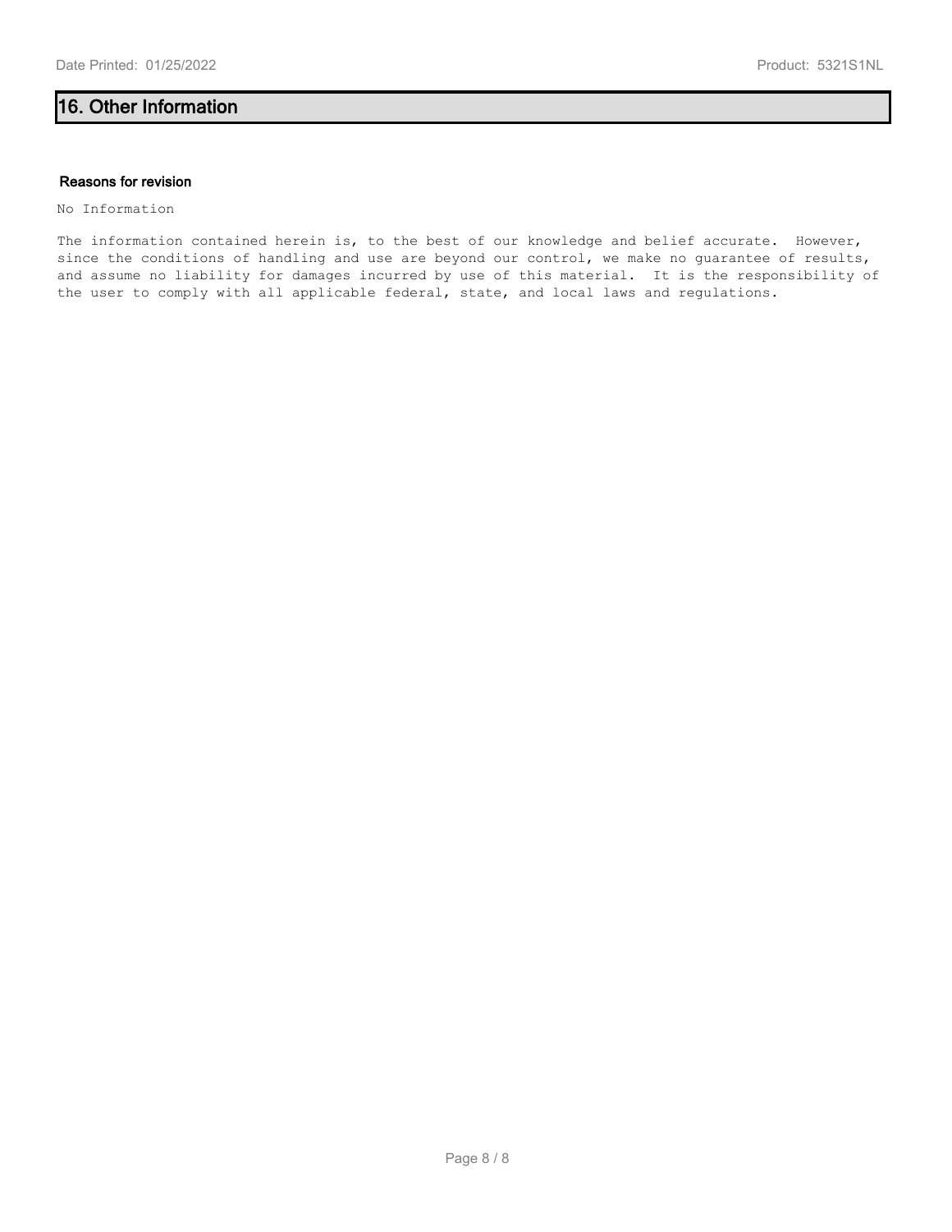## 16. Other Information

### Reasons for revision

No Information

The information contained herein is, to the best of our knowledge and belief accurate. However, since the conditions of handling and use are beyond our control, we make no guarantee of results, and assume no liability for damages incurred by use of this material. It is the responsibility of the user to comply with all applicable federal, state, and local laws and regulations.